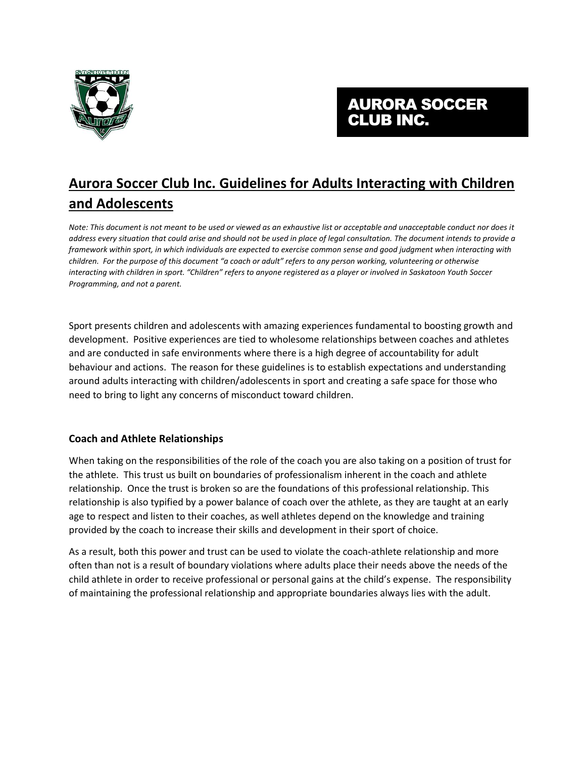# AURORA SOCCER CLUB INC.

## Aurora Soccer Club Inc. Guidelines for Adults Interacting with Children and Adolescents

*Note: This document is not meant to be used or viewed as an exhaustive list or acceptable and unacceptable conduct nor does it address every situation that could arise and should not be used in place of legal consultation. The document intends to provide a framework within sport, in which individuals are expected to exercise common sense and good judgment when interacting with children. For the purpose of this document "a coach or adult" refers to any person working, volunteering or otherwise interacting with children in sport. "Children" refers to anyone registered as a player or involved in Saskatoon Youth Soccer Programming, and not a parent.*

Sport presents children and adolescents with amazing experiences fundamental to boosting growth and development. Positive experiences are tied to wholesome relationships between coaches and athletes and are conducted in safe environments where there is a high degree of accountability for adult behaviour and actions. The reason for these guidelines is to establish expectations and understanding around adults interacting with children/adolescents in sport and creating a safe space for those who need to bring to light any concerns of misconduct toward children.

### Coach and Athlete Relationships

When taking on the responsibilities of the role of the coach you are also taking on a position of trust for the athlete. This trust us built on boundaries of professionalism inherent in the coach and athlete relationship. Once the trust is broken so are the foundations of this professional relationship. This relationship is also typified by a power balance of coach over the athlete, as they are taught at an early age to respect and listen to their coaches, as well athletes depend on the knowledge and training provided by the coach to increase their skills and development in their sport of choice.

As a result, both this power and trust can be used to violate the coach-athlete relationship and more often than not is a result of boundary violations where adults place their needs above the needs of the child athlete in order to receive professional or personal gains at the child's expense. The responsibility of maintaining the professional relationship and appropriate boundaries always lies with the adult.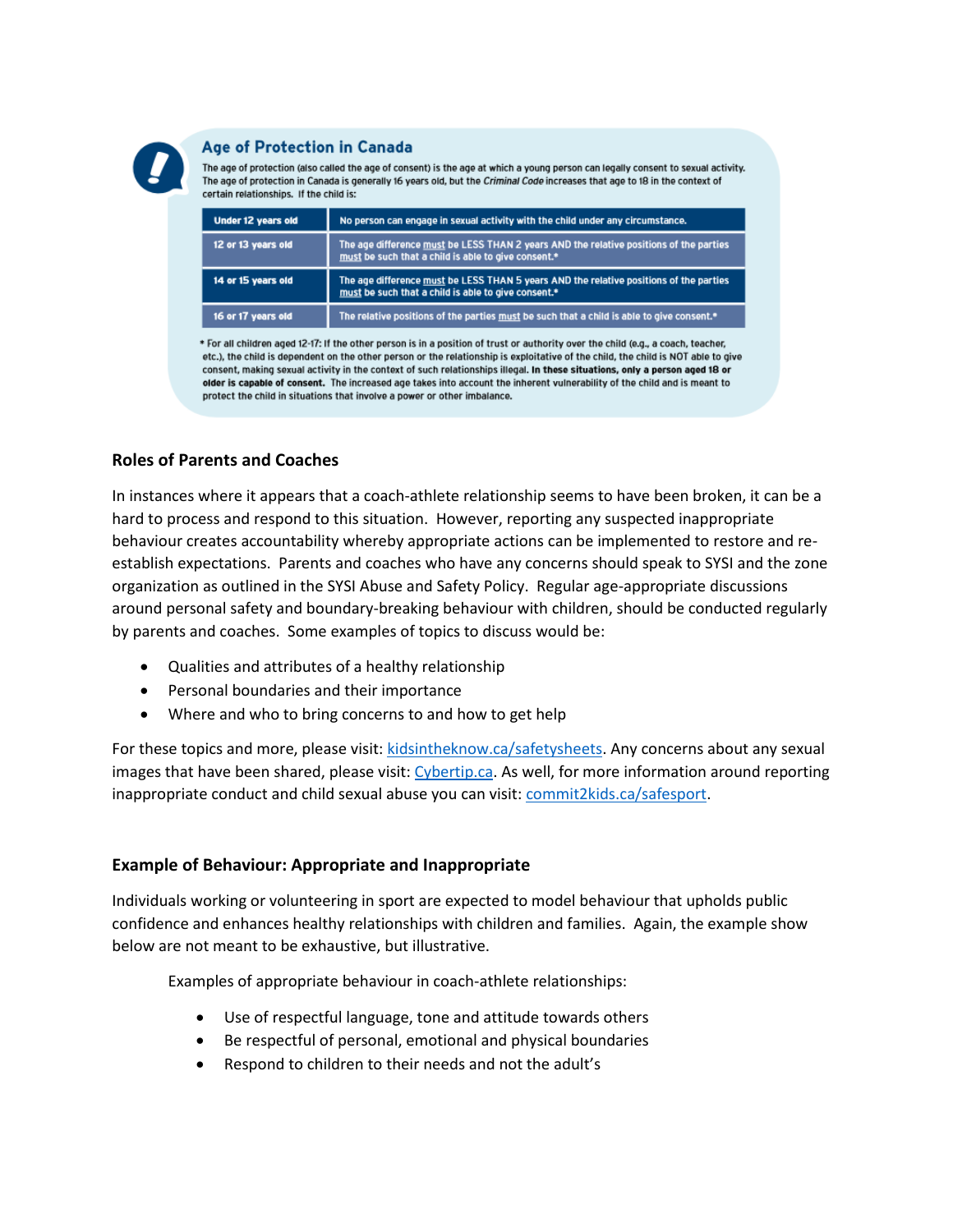## Age of Protection in Canada

The age of protection (also called the age of consent) is the age at which a young person can legally consent to sexual activity. The age of protection in Canada is generally 16 years old, but the *Criminal Code* increases that age to 18 in the context of certain relationships. If the child is:

| | |
|---|---|
| **Under 12 years old** | No person can engage in sexual activity with the child under any circumstance. |
| **12 or 13 years old** | The age difference must be LESS THAN 2 years AND the relative positions of the parties must be such that a child is able to give consent.* |
| **14 or 15 years old** | The age difference must be LESS THAN 5 years AND the relative positions of the parties must be such that a child is able to give consent.* |
| **16 or 17 years old** | The relative positions of the parties must be such that a child is able to give consent.* |

* For all children aged 12-17: If the other person is in a position of trust or authority over the child (e.g., a coach, teacher, etc.), the child is dependent on the other person or the relationship is exploitative of the child, the child is NOT able to give consent, making sexual activity in the context of such relationships illegal. **In these situations, only a person aged 18 or older is capable of consent.** The increased age takes into account the inherent vulnerability of the child and is meant to protect the child in situations that involve a power or other imbalance.

### Roles of Parents and Coaches

In instances where it appears that a coach-athlete relationship seems to have been broken, it can be a hard to process and respond to this situation. However, reporting any suspected inappropriate behaviour creates accountability whereby appropriate actions can be implemented to restore and re-establish expectations. Parents and coaches who have any concerns should speak to SYSI and the zone organization as outlined in the SYSI Abuse and Safety Policy. Regular age-appropriate discussions around personal safety and boundary-breaking behaviour with children, should be conducted regularly by parents and coaches. Some examples of topics to discuss would be:

- Qualities and attributes of a healthy relationship
- Personal boundaries and their importance
- Where and who to bring concerns to and how to get help

For these topics and more, please visit: kidsintheknow.ca/safetysheets. Any concerns about any sexual images that have been shared, please visit: Cybertip.ca. As well, for more information around reporting inappropriate conduct and child sexual abuse you can visit: commit2kids.ca/safesport.

### Example of Behaviour: Appropriate and Inappropriate

Individuals working or volunteering in sport are expected to model behaviour that upholds public confidence and enhances healthy relationships with children and families. Again, the example show below are not meant to be exhaustive, but illustrative.

Examples of appropriate behaviour in coach-athlete relationships:

- Use of respectful language, tone and attitude towards others
- Be respectful of personal, emotional and physical boundaries
- Respond to children to their needs and not the adult's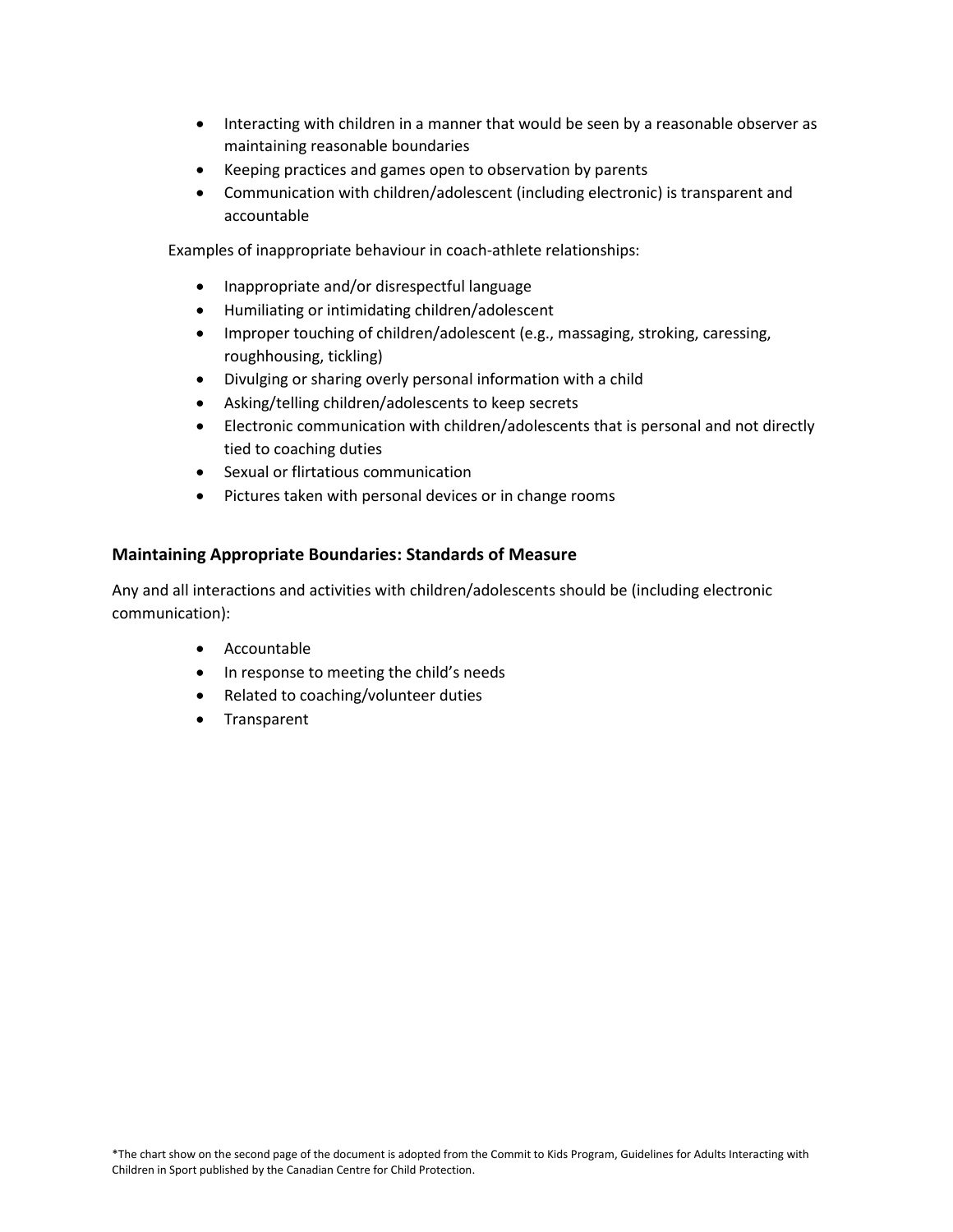- Interacting with children in a manner that would be seen by a reasonable observer as maintaining reasonable boundaries
- Keeping practices and games open to observation by parents
- Communication with children/adolescent (including electronic) is transparent and accountable

Examples of inappropriate behaviour in coach-athlete relationships:

- Inappropriate and/or disrespectful language
- Humiliating or intimidating children/adolescent
- Improper touching of children/adolescent (e.g., massaging, stroking, caressing, roughhousing, tickling)
- Divulging or sharing overly personal information with a child
- Asking/telling children/adolescents to keep secrets
- Electronic communication with children/adolescents that is personal and not directly tied to coaching duties
- Sexual or flirtatious communication
- Pictures taken with personal devices or in change rooms

### Maintaining Appropriate Boundaries: Standards of Measure

Any and all interactions and activities with children/adolescents should be (including electronic communication):

- Accountable
- In response to meeting the child's needs
- Related to coaching/volunteer duties
- Transparent

*The chart show on the second page of the document is adopted from the Commit to Kids Program, Guidelines for Adults Interacting with Children in Sport published by the Canadian Centre for Child Protection.